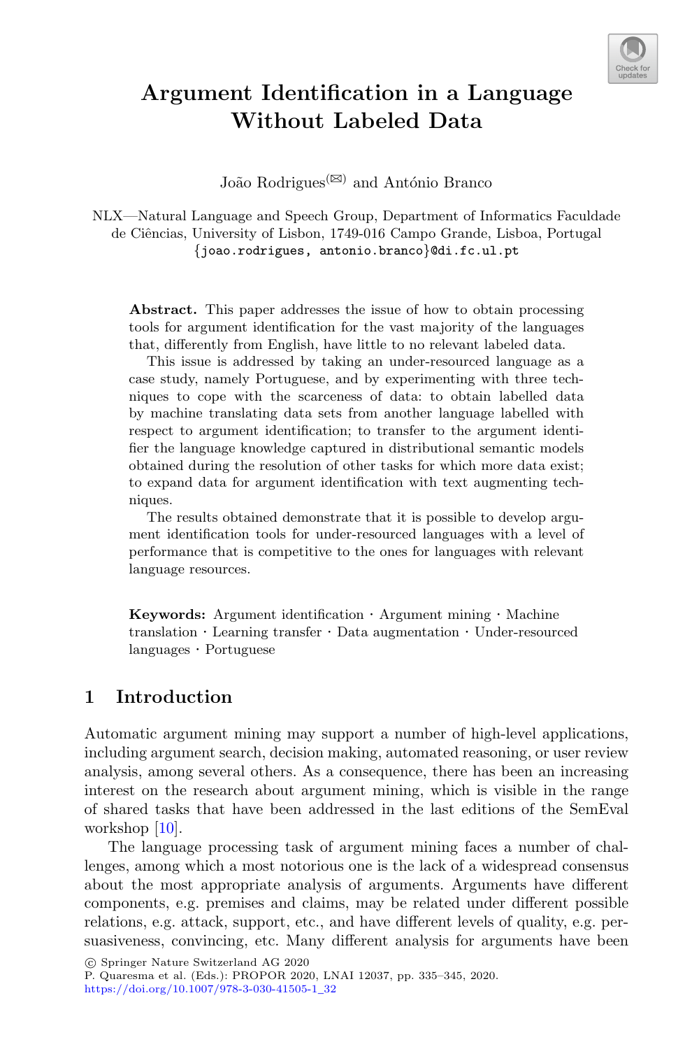# Argument Identification in a Language Without Labeled Data

João Rodrigues(✉) and António Branco

NLX—Natural Language and Speech Group, Department of Informatics Faculdade de Ciências, University of Lisbon, 1749-016 Campo Grande, Lisboa, Portugal
{joao.rodrigues, antonio.branco}@di.fc.ul.pt

**Abstract.** This paper addresses the issue of how to obtain processing tools for argument identification for the vast majority of the languages that, differently from English, have little to no relevant labeled data.

This issue is addressed by taking an under-resourced language as a case study, namely Portuguese, and by experimenting with three techniques to cope with the scarceness of data: to obtain labelled data by machine translating data sets from another language labelled with respect to argument identification; to transfer to the argument identifier the language knowledge captured in distributional semantic models obtained during the resolution of other tasks for which more data exist; to expand data for argument identification with text augmenting techniques.

The results obtained demonstrate that it is possible to develop argument identification tools for under-resourced languages with a level of performance that is competitive to the ones for languages with relevant language resources.

**Keywords:** Argument identification · Argument mining · Machine translation · Learning transfer · Data augmentation · Under-resourced languages · Portuguese

## 1 Introduction

Automatic argument mining may support a number of high-level applications, including argument search, decision making, automated reasoning, or user review analysis, among several others. As a consequence, there has been an increasing interest on the research about argument mining, which is visible in the range of shared tasks that have been addressed in the last editions of the SemEval workshop [10].

The language processing task of argument mining faces a number of challenges, among which a most notorious one is the lack of a widespread consensus about the most appropriate analysis of arguments. Arguments have different components, e.g. premises and claims, may be related under different possible relations, e.g. attack, support, etc., and have different levels of quality, e.g. persuasiveness, convincing, etc. Many different analysis for arguments have been

© Springer Nature Switzerland AG 2020
P. Quaresma et al. (Eds.): PROPOR 2020, LNAI 12037, pp. 335–345, 2020.
https://doi.org/10.1007/978-3-030-41505-1_32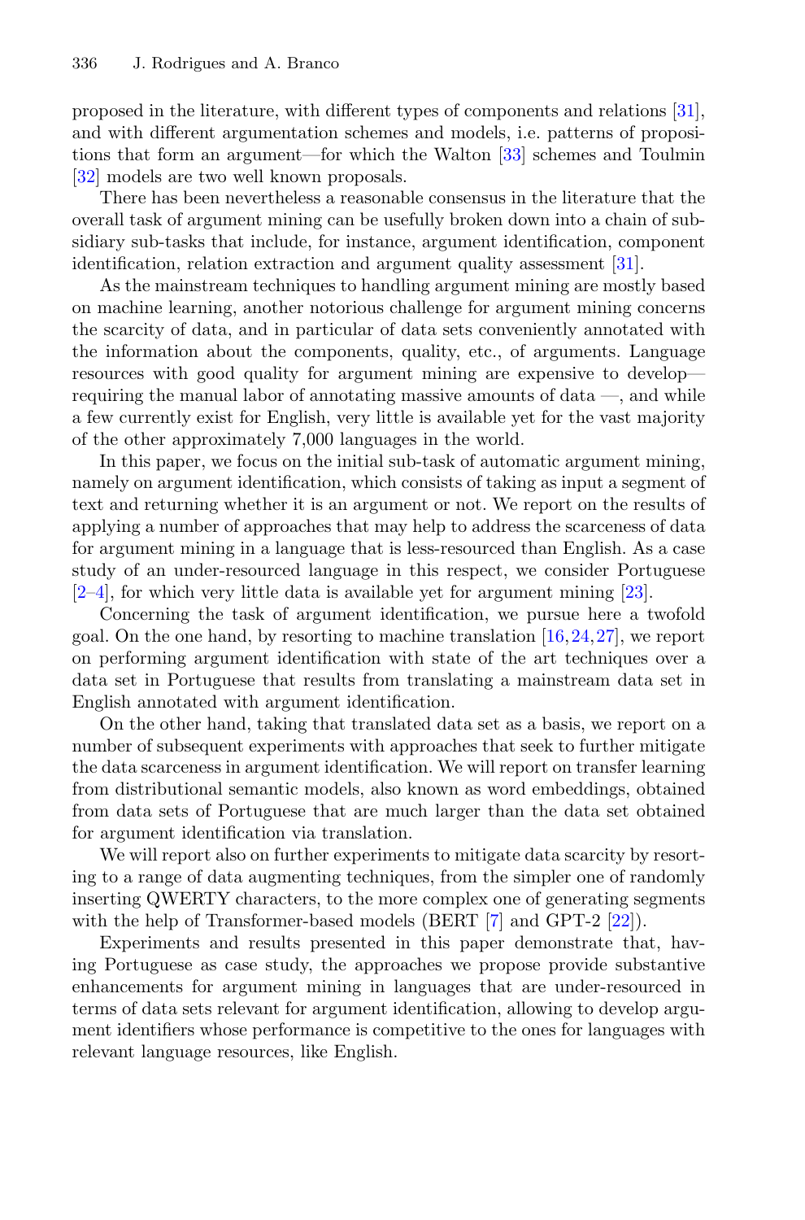proposed in the literature, with different types of components and relations [31], and with different argumentation schemes and models, i.e. patterns of propositions that form an argument—for which the Walton [33] schemes and Toulmin [32] models are two well known proposals.

There has been nevertheless a reasonable consensus in the literature that the overall task of argument mining can be usefully broken down into a chain of subsidiary sub-tasks that include, for instance, argument identification, component identification, relation extraction and argument quality assessment [31].

As the mainstream techniques to handling argument mining are mostly based on machine learning, another notorious challenge for argument mining concerns the scarcity of data, and in particular of data sets conveniently annotated with the information about the components, quality, etc., of arguments. Language resources with good quality for argument mining are expensive to develop—requiring the manual labor of annotating massive amounts of data —, and while a few currently exist for English, very little is available yet for the vast majority of the other approximately 7,000 languages in the world.

In this paper, we focus on the initial sub-task of automatic argument mining, namely on argument identification, which consists of taking as input a segment of text and returning whether it is an argument or not. We report on the results of applying a number of approaches that may help to address the scarceness of data for argument mining in a language that is less-resourced than English. As a case study of an under-resourced language in this respect, we consider Portuguese [2–4], for which very little data is available yet for argument mining [23].

Concerning the task of argument identification, we pursue here a twofold goal. On the one hand, by resorting to machine translation [16,24,27], we report on performing argument identification with state of the art techniques over a data set in Portuguese that results from translating a mainstream data set in English annotated with argument identification.

On the other hand, taking that translated data set as a basis, we report on a number of subsequent experiments with approaches that seek to further mitigate the data scarceness in argument identification. We will report on transfer learning from distributional semantic models, also known as word embeddings, obtained from data sets of Portuguese that are much larger than the data set obtained for argument identification via translation.

We will report also on further experiments to mitigate data scarcity by resorting to a range of data augmenting techniques, from the simpler one of randomly inserting QWERTY characters, to the more complex one of generating segments with the help of Transformer-based models (BERT [7] and GPT-2 [22]).

Experiments and results presented in this paper demonstrate that, having Portuguese as case study, the approaches we propose provide substantive enhancements for argument mining in languages that are under-resourced in terms of data sets relevant for argument identification, allowing to develop argument identifiers whose performance is competitive to the ones for languages with relevant language resources, like English.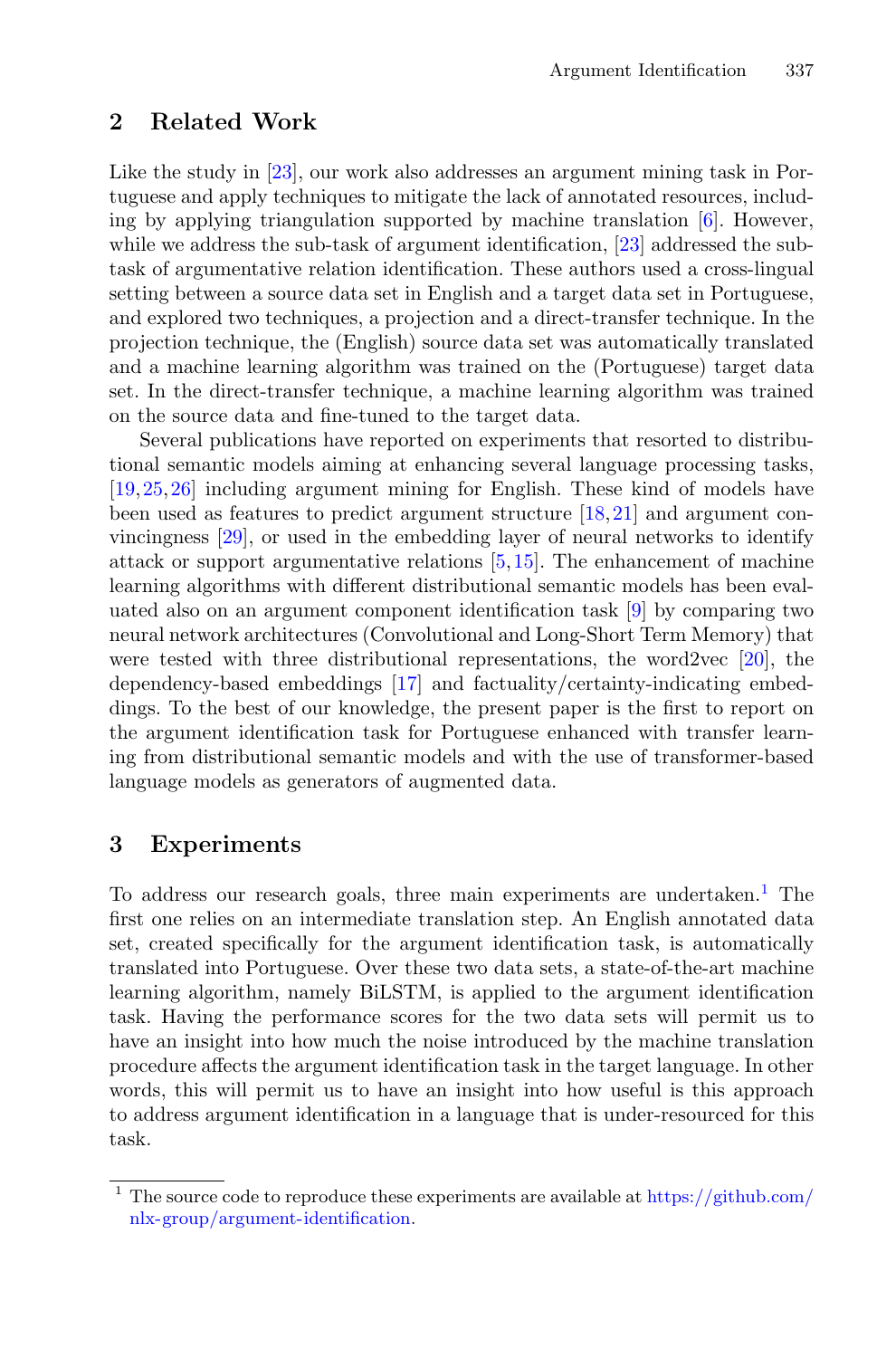## 2 Related Work

Like the study in [23], our work also addresses an argument mining task in Portuguese and apply techniques to mitigate the lack of annotated resources, including by applying triangulation supported by machine translation [6]. However, while we address the sub-task of argument identification, [23] addressed the sub-task of argumentative relation identification. These authors used a cross-lingual setting between a source data set in English and a target data set in Portuguese, and explored two techniques, a projection and a direct-transfer technique. In the projection technique, the (English) source data set was automatically translated and a machine learning algorithm was trained on the (Portuguese) target data set. In the direct-transfer technique, a machine learning algorithm was trained on the source data and fine-tuned to the target data.

Several publications have reported on experiments that resorted to distributional semantic models aiming at enhancing several language processing tasks, [19,25,26] including argument mining for English. These kind of models have been used as features to predict argument structure [18,21] and argument convincingness [29], or used in the embedding layer of neural networks to identify attack or support argumentative relations [5,15]. The enhancement of machine learning algorithms with different distributional semantic models has been evaluated also on an argument component identification task [9] by comparing two neural network architectures (Convolutional and Long-Short Term Memory) that were tested with three distributional representations, the word2vec [20], the dependency-based embeddings [17] and factuality/certainty-indicating embeddings. To the best of our knowledge, the present paper is the first to report on the argument identification task for Portuguese enhanced with transfer learning from distributional semantic models and with the use of transformer-based language models as generators of augmented data.

## 3 Experiments

To address our research goals, three main experiments are undertaken.[1] The first one relies on an intermediate translation step. An English annotated data set, created specifically for the argument identification task, is automatically translated into Portuguese. Over these two data sets, a state-of-the-art machine learning algorithm, namely BiLSTM, is applied to the argument identification task. Having the performance scores for the two data sets will permit us to have an insight into how much the noise introduced by the machine translation procedure affects the argument identification task in the target language. In other words, this will permit us to have an insight into how useful is this approach to address argument identification in a language that is under-resourced for this task.

---

[1] The source code to reproduce these experiments are available at https://github.com/nlx-group/argument-identification.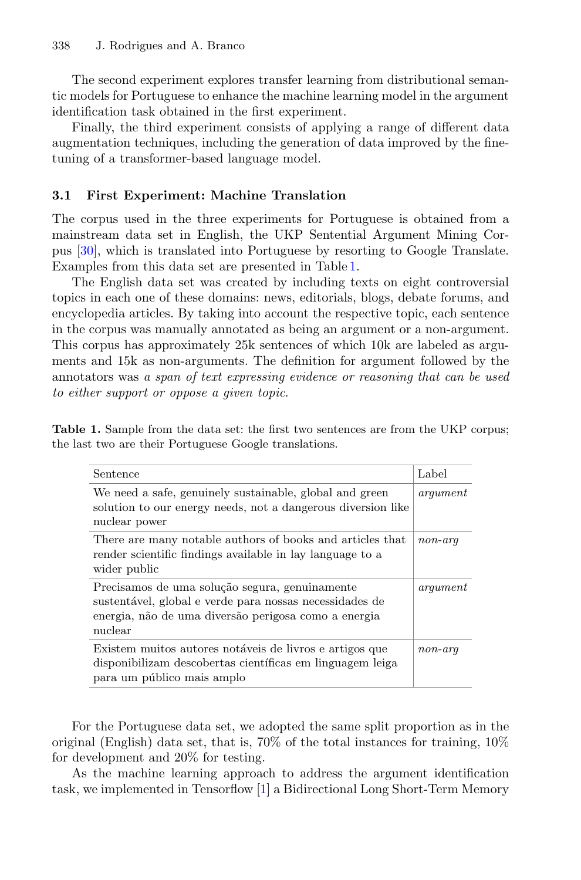The second experiment explores transfer learning from distributional semantic models for Portuguese to enhance the machine learning model in the argument identification task obtained in the first experiment.

Finally, the third experiment consists of applying a range of different data augmentation techniques, including the generation of data improved by the fine-tuning of a transformer-based language model.

### 3.1 First Experiment: Machine Translation

The corpus used in the three experiments for Portuguese is obtained from a mainstream data set in English, the UKP Sentential Argument Mining Corpus [30], which is translated into Portuguese by resorting to Google Translate. Examples from this data set are presented in Table 1.

The English data set was created by including texts on eight controversial topics in each one of these domains: news, editorials, blogs, debate forums, and encyclopedia articles. By taking into account the respective topic, each sentence in the corpus was manually annotated as being an argument or a non-argument. This corpus has approximately 25k sentences of which 10k are labeled as arguments and 15k as non-arguments. The definition for argument followed by the annotators was *a span of text expressing evidence or reasoning that can be used to either support or oppose a given topic*.

**Table 1.** Sample from the data set: the first two sentences are from the UKP corpus; the last two are their Portuguese Google translations.

| Sentence | Label |
|---|---|
| We need a safe, genuinely sustainable, global and green solution to our energy needs, not a dangerous diversion like nuclear power | *argument* |
| There are many notable authors of books and articles that render scientific findings available in lay language to a wider public | *non-arg* |
| Precisamos de uma solução segura, genuinamente sustentável, global e verde para nossas necessidades de energia, não de uma diversão perigosa como a energia nuclear | *argument* |
| Existem muitos autores notáveis de livros e artigos que disponibilizam descobertas científicas em linguagem leiga para um público mais amplo | *non-arg* |

For the Portuguese data set, we adopted the same split proportion as in the original (English) data set, that is, 70% of the total instances for training, 10% for development and 20% for testing.

As the machine learning approach to address the argument identification task, we implemented in Tensorflow [1] a Bidirectional Long Short-Term Memory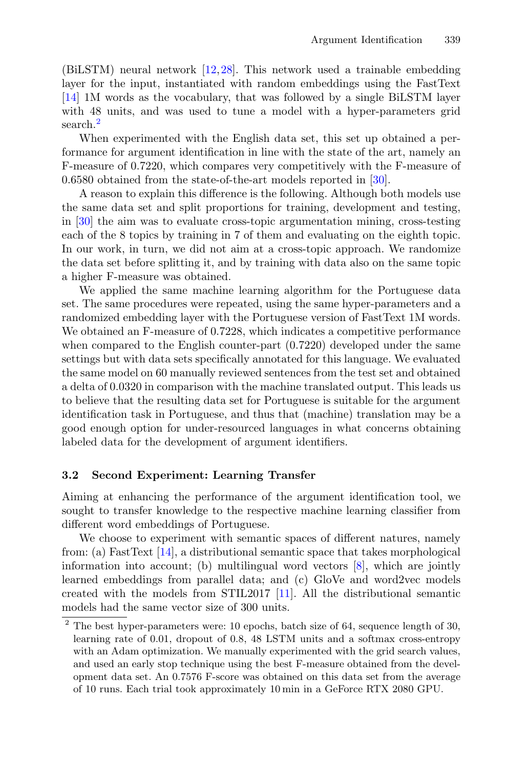(BiLSTM) neural network [12,28]. This network used a trainable embedding layer for the input, instantiated with random embeddings using the FastText [14] 1M words as the vocabulary, that was followed by a single BiLSTM layer with 48 units, and was used to tune a model with a hyper-parameters grid search.[2]

When experimented with the English data set, this set up obtained a performance for argument identification in line with the state of the art, namely an F-measure of 0.7220, which compares very competitively with the F-measure of 0.6580 obtained from the state-of-the-art models reported in [30].

A reason to explain this difference is the following. Although both models use the same data set and split proportions for training, development and testing, in [30] the aim was to evaluate cross-topic argumentation mining, cross-testing each of the 8 topics by training in 7 of them and evaluating on the eighth topic. In our work, in turn, we did not aim at a cross-topic approach. We randomize the data set before splitting it, and by training with data also on the same topic a higher F-measure was obtained.

We applied the same machine learning algorithm for the Portuguese data set. The same procedures were repeated, using the same hyper-parameters and a randomized embedding layer with the Portuguese version of FastText 1M words. We obtained an F-measure of 0.7228, which indicates a competitive performance when compared to the English counter-part (0.7220) developed under the same settings but with data sets specifically annotated for this language. We evaluated the same model on 60 manually reviewed sentences from the test set and obtained a delta of 0.0320 in comparison with the machine translated output. This leads us to believe that the resulting data set for Portuguese is suitable for the argument identification task in Portuguese, and thus that (machine) translation may be a good enough option for under-resourced languages in what concerns obtaining labeled data for the development of argument identifiers.

### 3.2 Second Experiment: Learning Transfer

Aiming at enhancing the performance of the argument identification tool, we sought to transfer knowledge to the respective machine learning classifier from different word embeddings of Portuguese.

We choose to experiment with semantic spaces of different natures, namely from: (a) FastText [14], a distributional semantic space that takes morphological information into account; (b) multilingual word vectors [8], which are jointly learned embeddings from parallel data; and (c) GloVe and word2vec models created with the models from STIL2017 [11]. All the distributional semantic models had the same vector size of 300 units.

[2] The best hyper-parameters were: 10 epochs, batch size of 64, sequence length of 30, learning rate of 0.01, dropout of 0.8, 48 LSTM units and a softmax cross-entropy with an Adam optimization. We manually experimented with the grid search values, and used an early stop technique using the best F-measure obtained from the development data set. An 0.7576 F-score was obtained on this data set from the average of 10 runs. Each trial took approximately 10 min in a GeForce RTX 2080 GPU.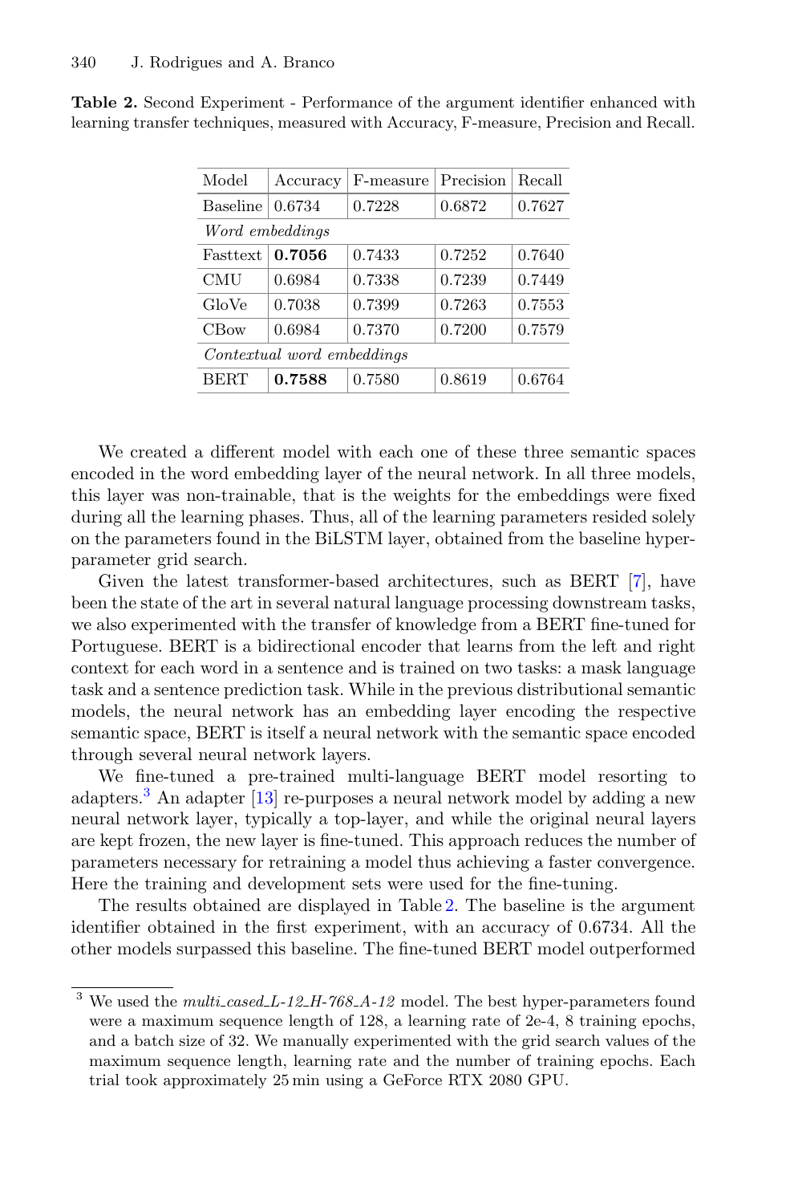**Table 2.** Second Experiment - Performance of the argument identifier enhanced with learning transfer techniques, measured with Accuracy, F-measure, Precision and Recall.

| Model | Accuracy | F-measure | Precision | Recall |
|---|---|---|---|---|
| Baseline | 0.6734 | 0.7228 | 0.6872 | 0.7627 |
| *Word embeddings* | | | | |
| Fasttext | **0.7056** | 0.7433 | 0.7252 | 0.7640 |
| CMU | 0.6984 | 0.7338 | 0.7239 | 0.7449 |
| GloVe | 0.7038 | 0.7399 | 0.7263 | 0.7553 |
| CBow | 0.6984 | 0.7370 | 0.7200 | 0.7579 |
| *Contextual word embeddings* | | | | |
| BERT | **0.7588** | 0.7580 | 0.8619 | 0.6764 |

We created a different model with each one of these three semantic spaces encoded in the word embedding layer of the neural network. In all three models, this layer was non-trainable, that is the weights for the embeddings were fixed during all the learning phases. Thus, all of the learning parameters resided solely on the parameters found in the BiLSTM layer, obtained from the baseline hyper-parameter grid search.

Given the latest transformer-based architectures, such as BERT [7], have been the state of the art in several natural language processing downstream tasks, we also experimented with the transfer of knowledge from a BERT fine-tuned for Portuguese. BERT is a bidirectional encoder that learns from the left and right context for each word in a sentence and is trained on two tasks: a mask language task and a sentence prediction task. While in the previous distributional semantic models, the neural network has an embedding layer encoding the respective semantic space, BERT is itself a neural network with the semantic space encoded through several neural network layers.

We fine-tuned a pre-trained multi-language BERT model resorting to adapters.[3] An adapter [13] re-purposes a neural network model by adding a new neural network layer, typically a top-layer, and while the original neural layers are kept frozen, the new layer is fine-tuned. This approach reduces the number of parameters necessary for retraining a model thus achieving a faster convergence. Here the training and development sets were used for the fine-tuning.

The results obtained are displayed in Table 2. The baseline is the argument identifier obtained in the first experiment, with an accuracy of 0.6734. All the other models surpassed this baseline. The fine-tuned BERT model outperformed

[3] We used the *multi_cased_L-12_H-768_A-12* model. The best hyper-parameters found were a maximum sequence length of 128, a learning rate of 2e-4, 8 training epochs, and a batch size of 32. We manually experimented with the grid search values of the maximum sequence length, learning rate and the number of training epochs. Each trial took approximately 25 min using a GeForce RTX 2080 GPU.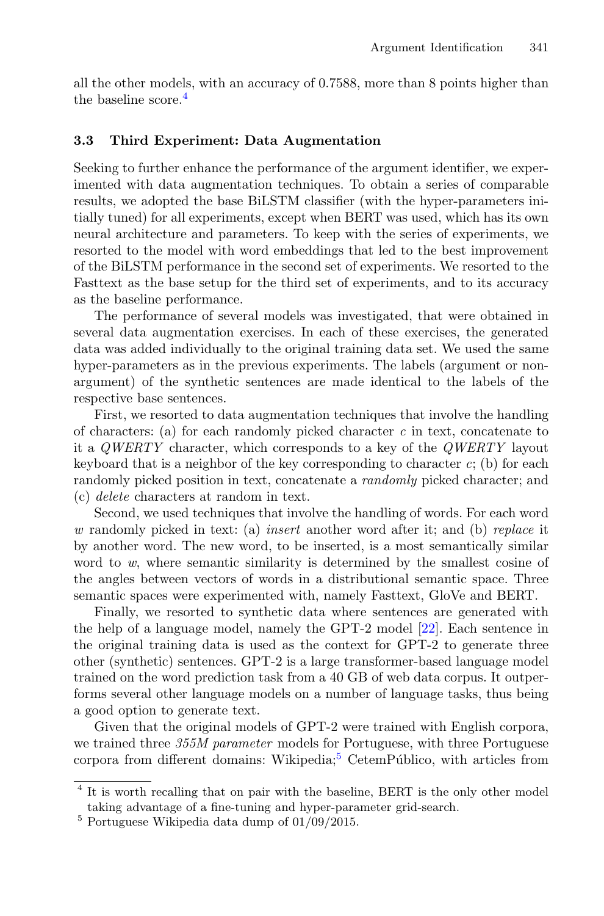all the other models, with an accuracy of 0.7588, more than 8 points higher than the baseline score.[4]

### 3.3 Third Experiment: Data Augmentation

Seeking to further enhance the performance of the argument identifier, we experimented with data augmentation techniques. To obtain a series of comparable results, we adopted the base BiLSTM classifier (with the hyper-parameters initially tuned) for all experiments, except when BERT was used, which has its own neural architecture and parameters. To keep with the series of experiments, we resorted to the model with word embeddings that led to the best improvement of the BiLSTM performance in the second set of experiments. We resorted to the Fasttext as the base setup for the third set of experiments, and to its accuracy as the baseline performance.

The performance of several models was investigated, that were obtained in several data augmentation exercises. In each of these exercises, the generated data was added individually to the original training data set. We used the same hyper-parameters as in the previous experiments. The labels (argument or non-argument) of the synthetic sentences are made identical to the labels of the respective base sentences.

First, we resorted to data augmentation techniques that involve the handling of characters: (a) for each randomly picked character $c$ in text, concatenate to it a $QWERTY$ character, which corresponds to a key of the $QWERTY$ layout keyboard that is a neighbor of the key corresponding to character $c$; (b) for each randomly picked position in text, concatenate a *randomly* picked character; and (c) *delete* characters at random in text.

Second, we used techniques that involve the handling of words. For each word $w$ randomly picked in text: (a) *insert* another word after it; and (b) *replace* it by another word. The new word, to be inserted, is a most semantically similar word to $w$, where semantic similarity is determined by the smallest cosine of the angles between vectors of words in a distributional semantic space. Three semantic spaces were experimented with, namely Fasttext, GloVe and BERT.

Finally, we resorted to synthetic data where sentences are generated with the help of a language model, namely the GPT-2 model [22]. Each sentence in the original training data is used as the context for GPT-2 to generate three other (synthetic) sentences. GPT-2 is a large transformer-based language model trained on the word prediction task from a 40 GB of web data corpus. It outperforms several other language models on a number of language tasks, thus being a good option to generate text.

Given that the original models of GPT-2 were trained with English corpora, we trained three *355M parameter* models for Portuguese, with three Portuguese corpora from different domains: Wikipedia;[5] CetemPúblico, with articles from

[4] It is worth recalling that on pair with the baseline, BERT is the only other model taking advantage of a fine-tuning and hyper-parameter grid-search.

[5] Portuguese Wikipedia data dump of 01/09/2015.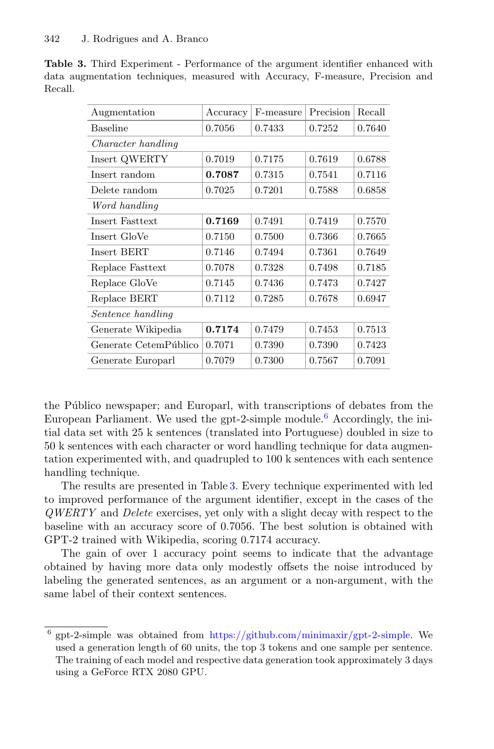**Table 3.** Third Experiment - Performance of the argument identifier enhanced with data augmentation techniques, measured with Accuracy, F-measure, Precision and Recall.

| Augmentation | Accuracy | F-measure | Precision | Recall |
|---|---|---|---|---|
| Baseline | 0.7056 | 0.7433 | 0.7252 | 0.7640 |
| *Character handling* | | | | |
| Insert QWERTY | 0.7019 | 0.7175 | 0.7619 | 0.6788 |
| Insert random | **0.7087** | 0.7315 | 0.7541 | 0.7116 |
| Delete random | 0.7025 | 0.7201 | 0.7588 | 0.6858 |
| *Word handling* | | | | |
| Insert Fasttext | **0.7169** | 0.7491 | 0.7419 | 0.7570 |
| Insert GloVe | 0.7150 | 0.7500 | 0.7366 | 0.7665 |
| Insert BERT | 0.7146 | 0.7494 | 0.7361 | 0.7649 |
| Replace Fasttext | 0.7078 | 0.7328 | 0.7498 | 0.7185 |
| Replace GloVe | 0.7145 | 0.7436 | 0.7473 | 0.7427 |
| Replace BERT | 0.7112 | 0.7285 | 0.7678 | 0.6947 |
| *Sentence handling* | | | | |
| Generate Wikipedia | **0.7174** | 0.7479 | 0.7453 | 0.7513 |
| Generate CetemPúblico | 0.7071 | 0.7390 | 0.7390 | 0.7423 |
| Generate Europarl | 0.7079 | 0.7300 | 0.7567 | 0.7091 |

the Público newspaper; and Europarl, with transcriptions of debates from the European Parliament. We used the gpt-2-simple module.[6] Accordingly, the initial data set with 25 k sentences (translated into Portuguese) doubled in size to 50 k sentences with each character or word handling technique for data augmentation experimented with, and quadrupled to 100 k sentences with each sentence handling technique.

The results are presented in Table 3. Every technique experimented with led to improved performance of the argument identifier, except in the cases of the *QWERTY* and *Delete* exercises, yet only with a slight decay with respect to the baseline with an accuracy score of 0.7056. The best solution is obtained with GPT-2 trained with Wikipedia, scoring 0.7174 accuracy.

The gain of over 1 accuracy point seems to indicate that the advantage obtained by having more data only modestly offsets the noise introduced by labeling the generated sentences, as an argument or a non-argument, with the same label of their context sentences.

[6] gpt-2-simple was obtained from https://github.com/minimaxir/gpt-2-simple. We used a generation length of 60 units, the top 3 tokens and one sample per sentence. The training of each model and respective data generation took approximately 3 days using a GeForce RTX 2080 GPU.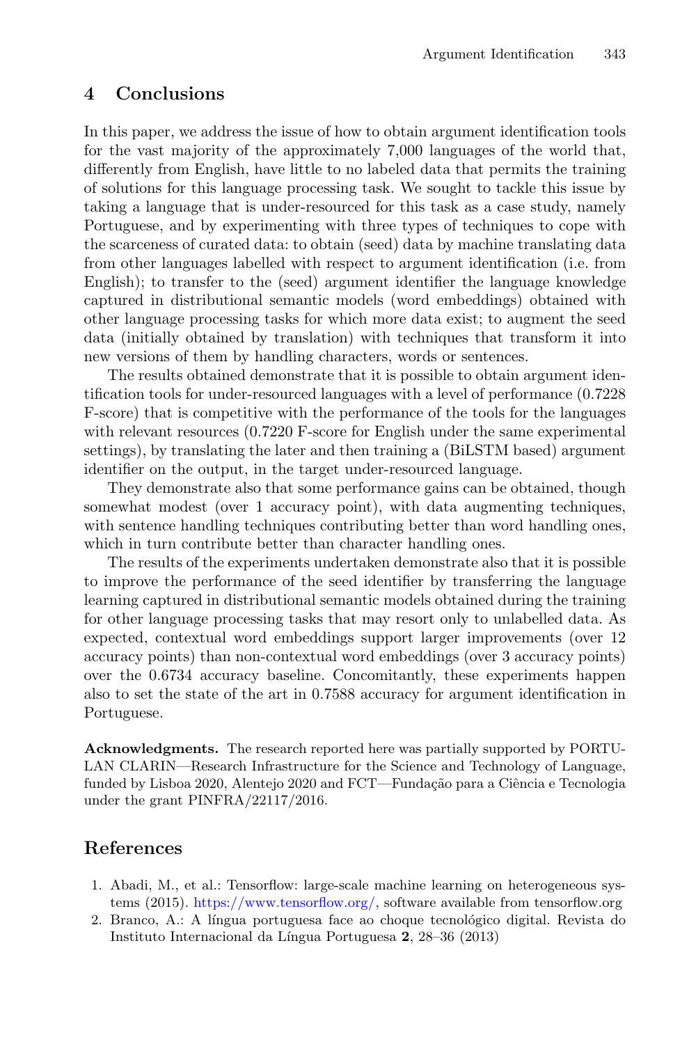## 4 Conclusions

In this paper, we address the issue of how to obtain argument identification tools for the vast majority of the approximately 7,000 languages of the world that, differently from English, have little to no labeled data that permits the training of solutions for this language processing task. We sought to tackle this issue by taking a language that is under-resourced for this task as a case study, namely Portuguese, and by experimenting with three types of techniques to cope with the scarceness of curated data: to obtain (seed) data by machine translating data from other languages labelled with respect to argument identification (i.e. from English); to transfer to the (seed) argument identifier the language knowledge captured in distributional semantic models (word embeddings) obtained with other language processing tasks for which more data exist; to augment the seed data (initially obtained by translation) with techniques that transform it into new versions of them by handling characters, words or sentences.

The results obtained demonstrate that it is possible to obtain argument identification tools for under-resourced languages with a level of performance (0.7228 F-score) that is competitive with the performance of the tools for the languages with relevant resources (0.7220 F-score for English under the same experimental settings), by translating the later and then training a (BiLSTM based) argument identifier on the output, in the target under-resourced language.

They demonstrate also that some performance gains can be obtained, though somewhat modest (over 1 accuracy point), with data augmenting techniques, with sentence handling techniques contributing better than word handling ones, which in turn contribute better than character handling ones.

The results of the experiments undertaken demonstrate also that it is possible to improve the performance of the seed identifier by transferring the language learning captured in distributional semantic models obtained during the training for other language processing tasks that may resort only to unlabelled data. As expected, contextual word embeddings support larger improvements (over 12 accuracy points) than non-contextual word embeddings (over 3 accuracy points) over the 0.6734 accuracy baseline. Concomitantly, these experiments happen also to set the state of the art in 0.7588 accuracy for argument identification in Portuguese.

**Acknowledgments.** The research reported here was partially supported by PORTULAN CLARIN—Research Infrastructure for the Science and Technology of Language, funded by Lisboa 2020, Alentejo 2020 and FCT—Fundação para a Ciência e Tecnologia under the grant PINFRA/22117/2016.

## References

1. Abadi, M., et al.: Tensorflow: large-scale machine learning on heterogeneous systems (2015). https://www.tensorflow.org/, software available from tensorflow.org
2. Branco, A.: A língua portuguesa face ao choque tecnológico digital. Revista do Instituto Internacional da Língua Portuguesa **2**, 28–36 (2013)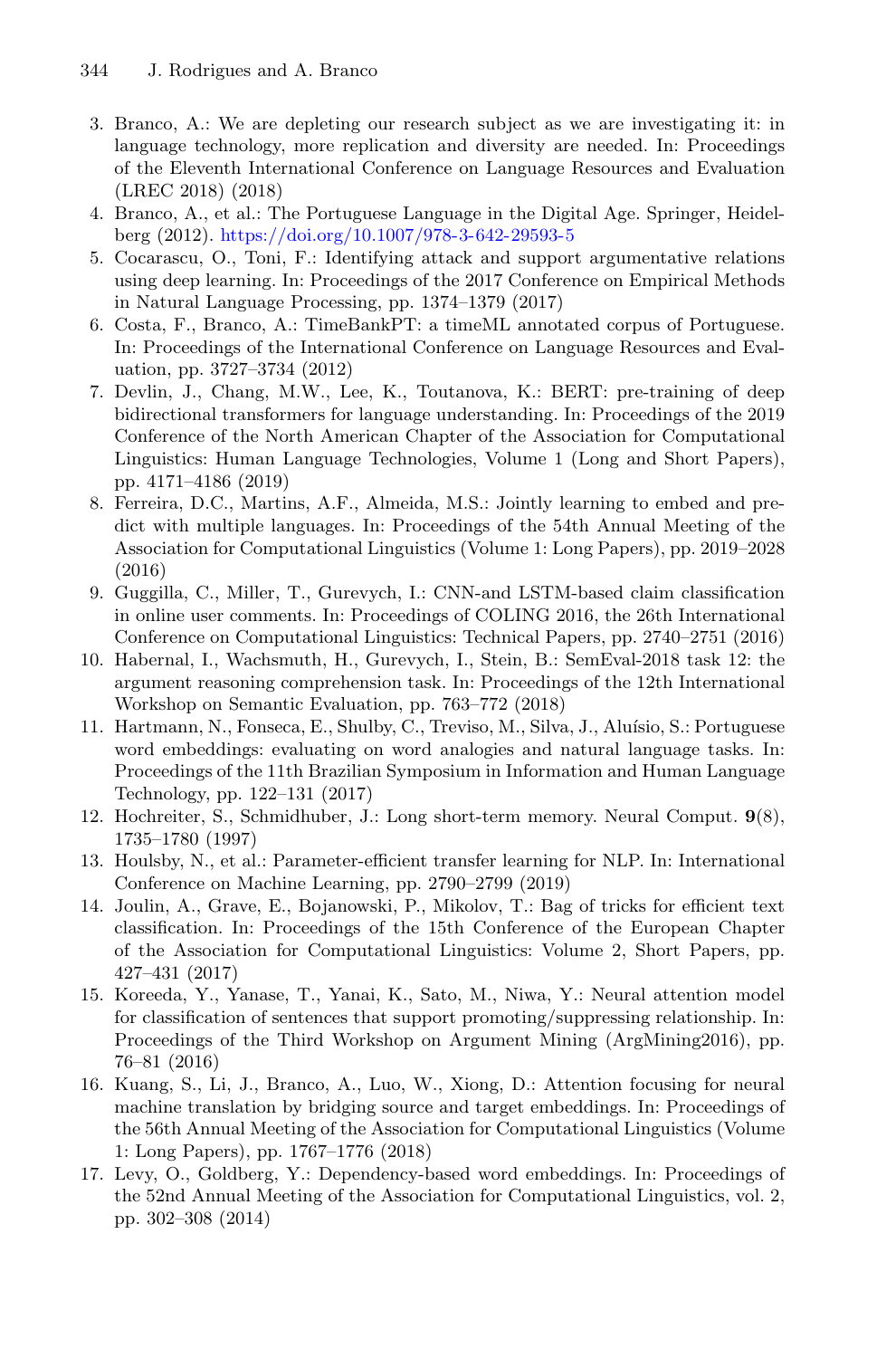3. Branco, A.: We are depleting our research subject as we are investigating it: in language technology, more replication and diversity are needed. In: Proceedings of the Eleventh International Conference on Language Resources and Evaluation (LREC 2018) (2018)
4. Branco, A., et al.: The Portuguese Language in the Digital Age. Springer, Heidelberg (2012). https://doi.org/10.1007/978-3-642-29593-5
5. Cocarascu, O., Toni, F.: Identifying attack and support argumentative relations using deep learning. In: Proceedings of the 2017 Conference on Empirical Methods in Natural Language Processing, pp. 1374–1379 (2017)
6. Costa, F., Branco, A.: TimeBankPT: a timeML annotated corpus of Portuguese. In: Proceedings of the International Conference on Language Resources and Evaluation, pp. 3727–3734 (2012)
7. Devlin, J., Chang, M.W., Lee, K., Toutanova, K.: BERT: pre-training of deep bidirectional transformers for language understanding. In: Proceedings of the 2019 Conference of the North American Chapter of the Association for Computational Linguistics: Human Language Technologies, Volume 1 (Long and Short Papers), pp. 4171–4186 (2019)
8. Ferreira, D.C., Martins, A.F., Almeida, M.S.: Jointly learning to embed and predict with multiple languages. In: Proceedings of the 54th Annual Meeting of the Association for Computational Linguistics (Volume 1: Long Papers), pp. 2019–2028 (2016)
9. Guggilla, C., Miller, T., Gurevych, I.: CNN-and LSTM-based claim classification in online user comments. In: Proceedings of COLING 2016, the 26th International Conference on Computational Linguistics: Technical Papers, pp. 2740–2751 (2016)
10. Habernal, I., Wachsmuth, H., Gurevych, I., Stein, B.: SemEval-2018 task 12: the argument reasoning comprehension task. In: Proceedings of the 12th International Workshop on Semantic Evaluation, pp. 763–772 (2018)
11. Hartmann, N., Fonseca, E., Shulby, C., Treviso, M., Silva, J., Aluísio, S.: Portuguese word embeddings: evaluating on word analogies and natural language tasks. In: Proceedings of the 11th Brazilian Symposium in Information and Human Language Technology, pp. 122–131 (2017)
12. Hochreiter, S., Schmidhuber, J.: Long short-term memory. Neural Comput. **9**(8), 1735–1780 (1997)
13. Houlsby, N., et al.: Parameter-efficient transfer learning for NLP. In: International Conference on Machine Learning, pp. 2790–2799 (2019)
14. Joulin, A., Grave, E., Bojanowski, P., Mikolov, T.: Bag of tricks for efficient text classification. In: Proceedings of the 15th Conference of the European Chapter of the Association for Computational Linguistics: Volume 2, Short Papers, pp. 427–431 (2017)
15. Koreeda, Y., Yanase, T., Yanai, K., Sato, M., Niwa, Y.: Neural attention model for classification of sentences that support promoting/suppressing relationship. In: Proceedings of the Third Workshop on Argument Mining (ArgMining2016), pp. 76–81 (2016)
16. Kuang, S., Li, J., Branco, A., Luo, W., Xiong, D.: Attention focusing for neural machine translation by bridging source and target embeddings. In: Proceedings of the 56th Annual Meeting of the Association for Computational Linguistics (Volume 1: Long Papers), pp. 1767–1776 (2018)
17. Levy, O., Goldberg, Y.: Dependency-based word embeddings. In: Proceedings of the 52nd Annual Meeting of the Association for Computational Linguistics, vol. 2, pp. 302–308 (2014)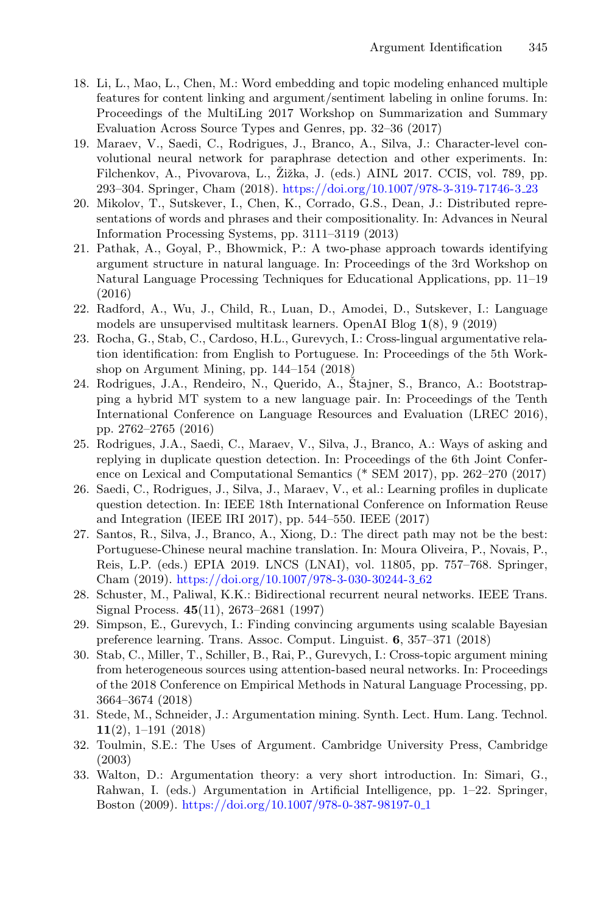18. Li, L., Mao, L., Chen, M.: Word embedding and topic modeling enhanced multiple features for content linking and argument/sentiment labeling in online forums. In: Proceedings of the MultiLing 2017 Workshop on Summarization and Summary Evaluation Across Source Types and Genres, pp. 32–36 (2017)
19. Maraev, V., Saedi, C., Rodrigues, J., Branco, A., Silva, J.: Character-level convolutional neural network for paraphrase detection and other experiments. In: Filchenkov, A., Pivovarova, L., Žižka, J. (eds.) AINL 2017. CCIS, vol. 789, pp. 293–304. Springer, Cham (2018). https://doi.org/10.1007/978-3-319-71746-3_23
20. Mikolov, T., Sutskever, I., Chen, K., Corrado, G.S., Dean, J.: Distributed representations of words and phrases and their compositionality. In: Advances in Neural Information Processing Systems, pp. 3111–3119 (2013)
21. Pathak, A., Goyal, P., Bhowmick, P.: A two-phase approach towards identifying argument structure in natural language. In: Proceedings of the 3rd Workshop on Natural Language Processing Techniques for Educational Applications, pp. 11–19 (2016)
22. Radford, A., Wu, J., Child, R., Luan, D., Amodei, D., Sutskever, I.: Language models are unsupervised multitask learners. OpenAI Blog **1**(8), 9 (2019)
23. Rocha, G., Stab, C., Cardoso, H.L., Gurevych, I.: Cross-lingual argumentative relation identification: from English to Portuguese. In: Proceedings of the 5th Workshop on Argument Mining, pp. 144–154 (2018)
24. Rodrigues, J.A., Rendeiro, N., Querido, A., Štajner, S., Branco, A.: Bootstrapping a hybrid MT system to a new language pair. In: Proceedings of the Tenth International Conference on Language Resources and Evaluation (LREC 2016), pp. 2762–2765 (2016)
25. Rodrigues, J.A., Saedi, C., Maraev, V., Silva, J., Branco, A.: Ways of asking and replying in duplicate question detection. In: Proceedings of the 6th Joint Conference on Lexical and Computational Semantics (* SEM 2017), pp. 262–270 (2017)
26. Saedi, C., Rodrigues, J., Silva, J., Maraev, V., et al.: Learning profiles in duplicate question detection. In: IEEE 18th International Conference on Information Reuse and Integration (IEEE IRI 2017), pp. 544–550. IEEE (2017)
27. Santos, R., Silva, J., Branco, A., Xiong, D.: The direct path may not be the best: Portuguese-Chinese neural machine translation. In: Moura Oliveira, P., Novais, P., Reis, L.P. (eds.) EPIA 2019. LNCS (LNAI), vol. 11805, pp. 757–768. Springer, Cham (2019). https://doi.org/10.1007/978-3-030-30244-3_62
28. Schuster, M., Paliwal, K.K.: Bidirectional recurrent neural networks. IEEE Trans. Signal Process. **45**(11), 2673–2681 (1997)
29. Simpson, E., Gurevych, I.: Finding convincing arguments using scalable Bayesian preference learning. Trans. Assoc. Comput. Linguist. **6**, 357–371 (2018)
30. Stab, C., Miller, T., Schiller, B., Rai, P., Gurevych, I.: Cross-topic argument mining from heterogeneous sources using attention-based neural networks. In: Proceedings of the 2018 Conference on Empirical Methods in Natural Language Processing, pp. 3664–3674 (2018)
31. Stede, M., Schneider, J.: Argumentation mining. Synth. Lect. Hum. Lang. Technol. **11**(2), 1–191 (2018)
32. Toulmin, S.E.: The Uses of Argument. Cambridge University Press, Cambridge (2003)
33. Walton, D.: Argumentation theory: a very short introduction. In: Simari, G., Rahwan, I. (eds.) Argumentation in Artificial Intelligence, pp. 1–22. Springer, Boston (2009). https://doi.org/10.1007/978-0-387-98197-0_1